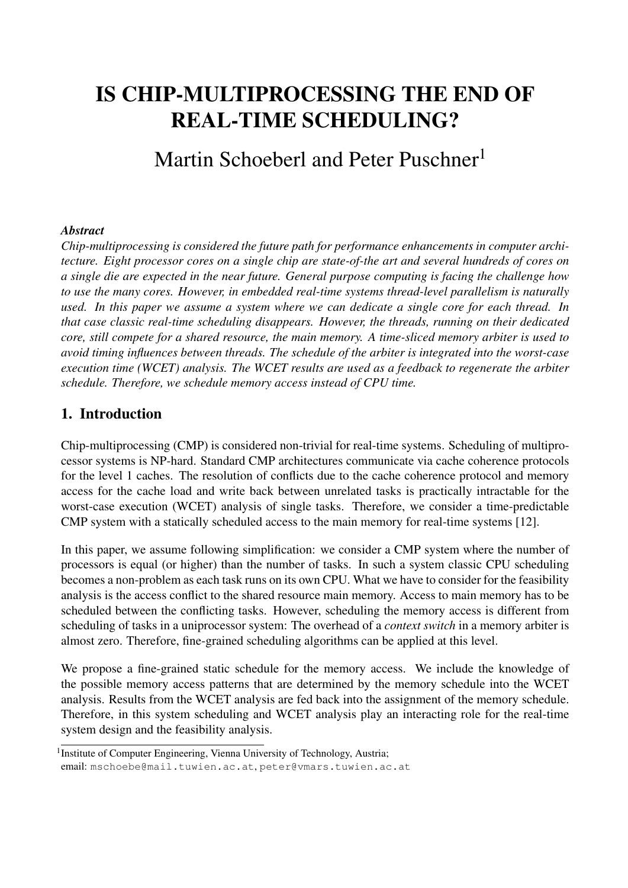# IS CHIP-MULTIPROCESSING THE END OF REAL-TIME SCHEDULING?

## Martin Schoeberl and Peter Puschner[1]

***Abstract***

*Chip-multiprocessing is considered the future path for performance enhancements in computer architecture. Eight processor cores on a single chip are state-of-the art and several hundreds of cores on a single die are expected in the near future. General purpose computing is facing the challenge how to use the many cores. However, in embedded real-time systems thread-level parallelism is naturally used. In this paper we assume a system where we can dedicate a single core for each thread. In that case classic real-time scheduling disappears. However, the threads, running on their dedicated core, still compete for a shared resource, the main memory. A time-sliced memory arbiter is used to avoid timing influences between threads. The schedule of the arbiter is integrated into the worst-case execution time (WCET) analysis. The WCET results are used as a feedback to regenerate the arbiter schedule. Therefore, we schedule memory access instead of CPU time.*

## 1. Introduction

Chip-multiprocessing (CMP) is considered non-trivial for real-time systems. Scheduling of multiprocessor systems is NP-hard. Standard CMP architectures communicate via cache coherence protocols for the level 1 caches. The resolution of conflicts due to the cache coherence protocol and memory access for the cache load and write back between unrelated tasks is practically intractable for the worst-case execution (WCET) analysis of single tasks. Therefore, we consider a time-predictable CMP system with a statically scheduled access to the main memory for real-time systems [12].

In this paper, we assume following simplification: we consider a CMP system where the number of processors is equal (or higher) than the number of tasks. In such a system classic CPU scheduling becomes a non-problem as each task runs on its own CPU. What we have to consider for the feasibility analysis is the access conflict to the shared resource main memory. Access to main memory has to be scheduled between the conflicting tasks. However, scheduling the memory access is different from scheduling of tasks in a uniprocessor system: The overhead of a *context switch* in a memory arbiter is almost zero. Therefore, fine-grained scheduling algorithms can be applied at this level.

We propose a fine-grained static schedule for the memory access. We include the knowledge of the possible memory access patterns that are determined by the memory schedule into the WCET analysis. Results from the WCET analysis are fed back into the assignment of the memory schedule. Therefore, in this system scheduling and WCET analysis play an interacting role for the real-time system design and the feasibility analysis.

[1] Institute of Computer Engineering, Vienna University of Technology, Austria;
email: mschoebe@mail.tuwien.ac.at, peter@vmars.tuwien.ac.at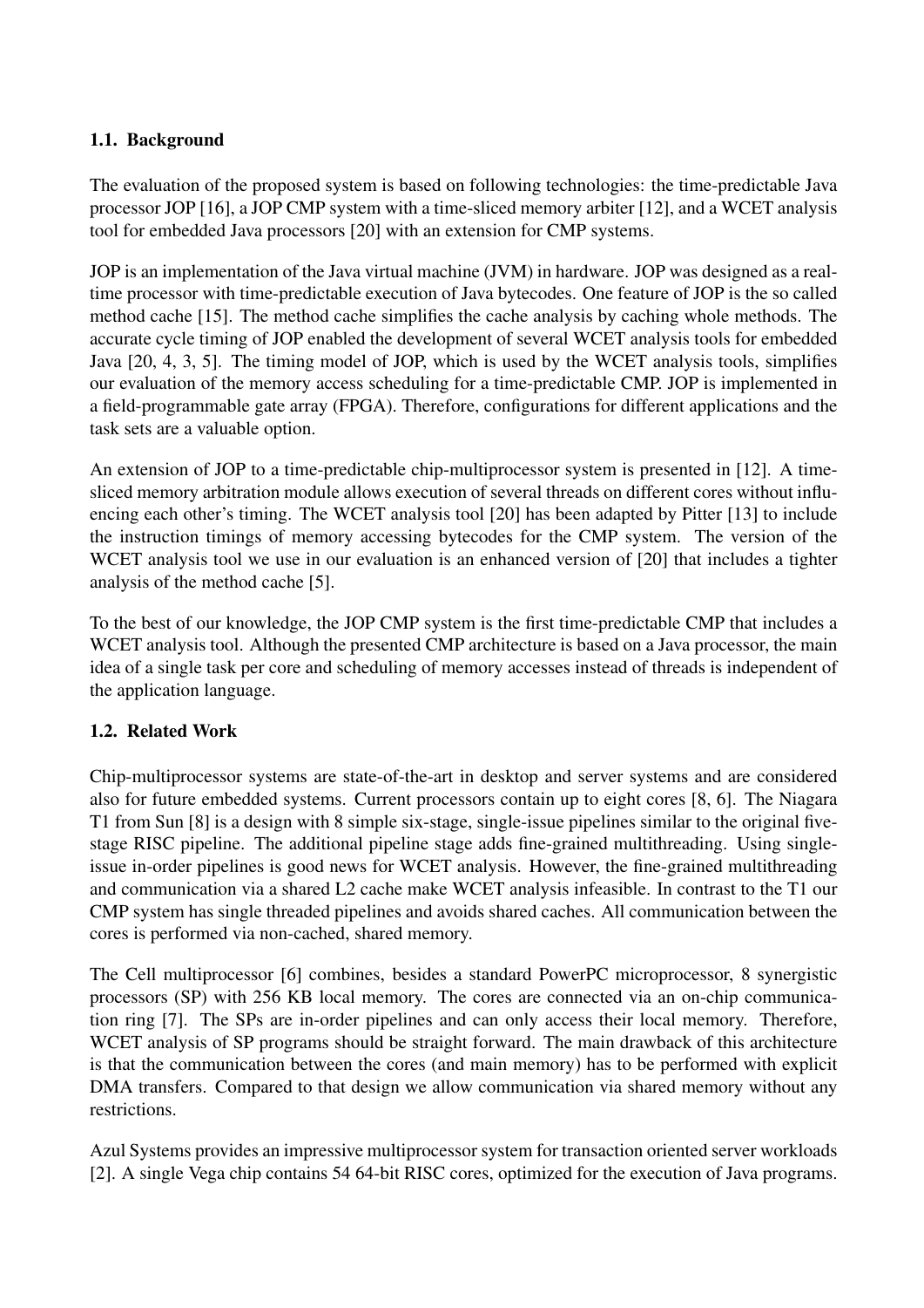### 1.1. Background

The evaluation of the proposed system is based on following technologies: the time-predictable Java processor JOP [16], a JOP CMP system with a time-sliced memory arbiter [12], and a WCET analysis tool for embedded Java processors [20] with an extension for CMP systems.

JOP is an implementation of the Java virtual machine (JVM) in hardware. JOP was designed as a real-time processor with time-predictable execution of Java bytecodes. One feature of JOP is the so called method cache [15]. The method cache simplifies the cache analysis by caching whole methods. The accurate cycle timing of JOP enabled the development of several WCET analysis tools for embedded Java [20, 4, 3, 5]. The timing model of JOP, which is used by the WCET analysis tools, simplifies our evaluation of the memory access scheduling for a time-predictable CMP. JOP is implemented in a field-programmable gate array (FPGA). Therefore, configurations for different applications and the task sets are a valuable option.

An extension of JOP to a time-predictable chip-multiprocessor system is presented in [12]. A time-sliced memory arbitration module allows execution of several threads on different cores without influencing each other's timing. The WCET analysis tool [20] has been adapted by Pitter [13] to include the instruction timings of memory accessing bytecodes for the CMP system. The version of the WCET analysis tool we use in our evaluation is an enhanced version of [20] that includes a tighter analysis of the method cache [5].

To the best of our knowledge, the JOP CMP system is the first time-predictable CMP that includes a WCET analysis tool. Although the presented CMP architecture is based on a Java processor, the main idea of a single task per core and scheduling of memory accesses instead of threads is independent of the application language.

### 1.2. Related Work

Chip-multiprocessor systems are state-of-the-art in desktop and server systems and are considered also for future embedded systems. Current processors contain up to eight cores [8, 6]. The Niagara T1 from Sun [8] is a design with 8 simple six-stage, single-issue pipelines similar to the original five-stage RISC pipeline. The additional pipeline stage adds fine-grained multithreading. Using single-issue in-order pipelines is good news for WCET analysis. However, the fine-grained multithreading and communication via a shared L2 cache make WCET analysis infeasible. In contrast to the T1 our CMP system has single threaded pipelines and avoids shared caches. All communication between the cores is performed via non-cached, shared memory.

The Cell multiprocessor [6] combines, besides a standard PowerPC microprocessor, 8 synergistic processors (SP) with 256 KB local memory. The cores are connected via an on-chip communication ring [7]. The SPs are in-order pipelines and can only access their local memory. Therefore, WCET analysis of SP programs should be straight forward. The main drawback of this architecture is that the communication between the cores (and main memory) has to be performed with explicit DMA transfers. Compared to that design we allow communication via shared memory without any restrictions.

Azul Systems provides an impressive multiprocessor system for transaction oriented server workloads [2]. A single Vega chip contains 54 64-bit RISC cores, optimized for the execution of Java programs.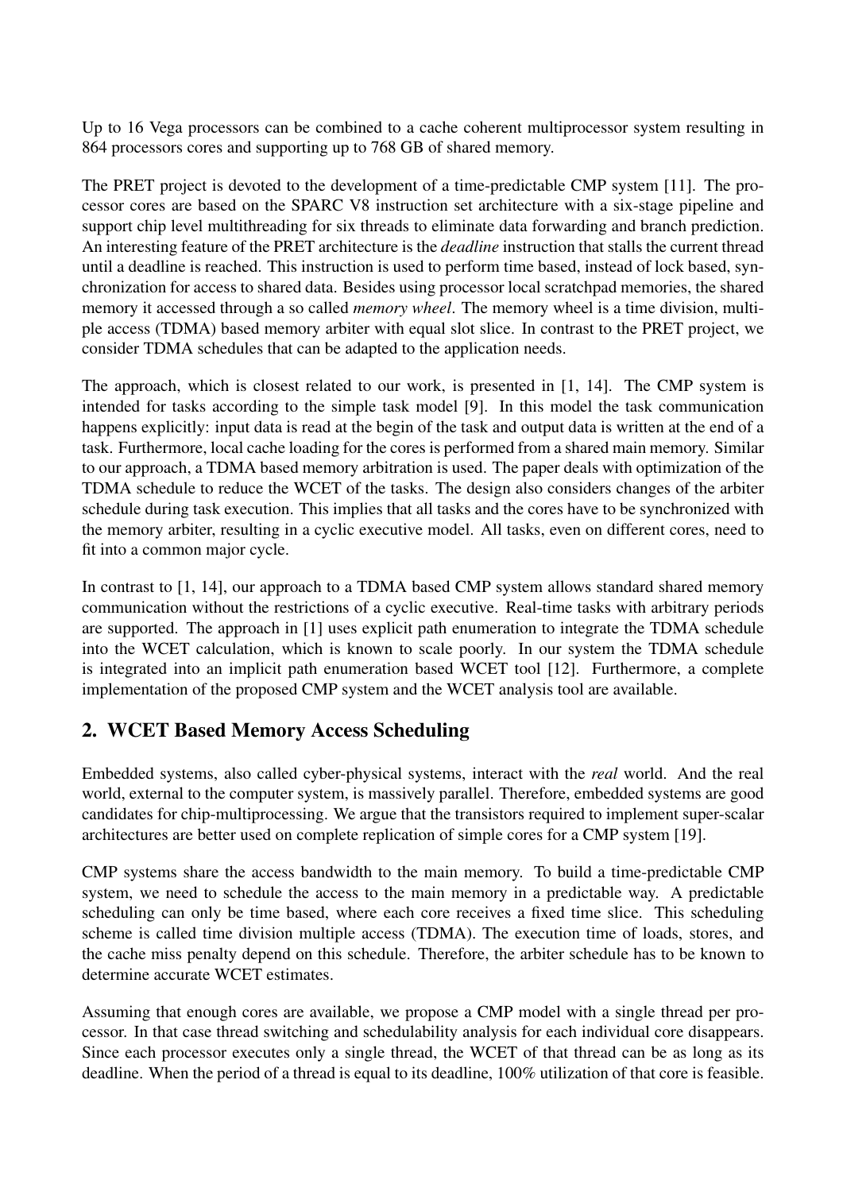Up to 16 Vega processors can be combined to a cache coherent multiprocessor system resulting in 864 processors cores and supporting up to 768 GB of shared memory.

The PRET project is devoted to the development of a time-predictable CMP system [11]. The processor cores are based on the SPARC V8 instruction set architecture with a six-stage pipeline and support chip level multithreading for six threads to eliminate data forwarding and branch prediction. An interesting feature of the PRET architecture is the *deadline* instruction that stalls the current thread until a deadline is reached. This instruction is used to perform time based, instead of lock based, synchronization for access to shared data. Besides using processor local scratchpad memories, the shared memory it accessed through a so called *memory wheel*. The memory wheel is a time division, multiple access (TDMA) based memory arbiter with equal slot slice. In contrast to the PRET project, we consider TDMA schedules that can be adapted to the application needs.

The approach, which is closest related to our work, is presented in [1, 14]. The CMP system is intended for tasks according to the simple task model [9]. In this model the task communication happens explicitly: input data is read at the begin of the task and output data is written at the end of a task. Furthermore, local cache loading for the cores is performed from a shared main memory. Similar to our approach, a TDMA based memory arbitration is used. The paper deals with optimization of the TDMA schedule to reduce the WCET of the tasks. The design also considers changes of the arbiter schedule during task execution. This implies that all tasks and the cores have to be synchronized with the memory arbiter, resulting in a cyclic executive model. All tasks, even on different cores, need to fit into a common major cycle.

In contrast to [1, 14], our approach to a TDMA based CMP system allows standard shared memory communication without the restrictions of a cyclic executive. Real-time tasks with arbitrary periods are supported. The approach in [1] uses explicit path enumeration to integrate the TDMA schedule into the WCET calculation, which is known to scale poorly. In our system the TDMA schedule is integrated into an implicit path enumeration based WCET tool [12]. Furthermore, a complete implementation of the proposed CMP system and the WCET analysis tool are available.

## 2. WCET Based Memory Access Scheduling

Embedded systems, also called cyber-physical systems, interact with the *real* world. And the real world, external to the computer system, is massively parallel. Therefore, embedded systems are good candidates for chip-multiprocessing. We argue that the transistors required to implement super-scalar architectures are better used on complete replication of simple cores for a CMP system [19].

CMP systems share the access bandwidth to the main memory. To build a time-predictable CMP system, we need to schedule the access to the main memory in a predictable way. A predictable scheduling can only be time based, where each core receives a fixed time slice. This scheduling scheme is called time division multiple access (TDMA). The execution time of loads, stores, and the cache miss penalty depend on this schedule. Therefore, the arbiter schedule has to be known to determine accurate WCET estimates.

Assuming that enough cores are available, we propose a CMP model with a single thread per processor. In that case thread switching and schedulability analysis for each individual core disappears. Since each processor executes only a single thread, the WCET of that thread can be as long as its deadline. When the period of a thread is equal to its deadline, 100% utilization of that core is feasible.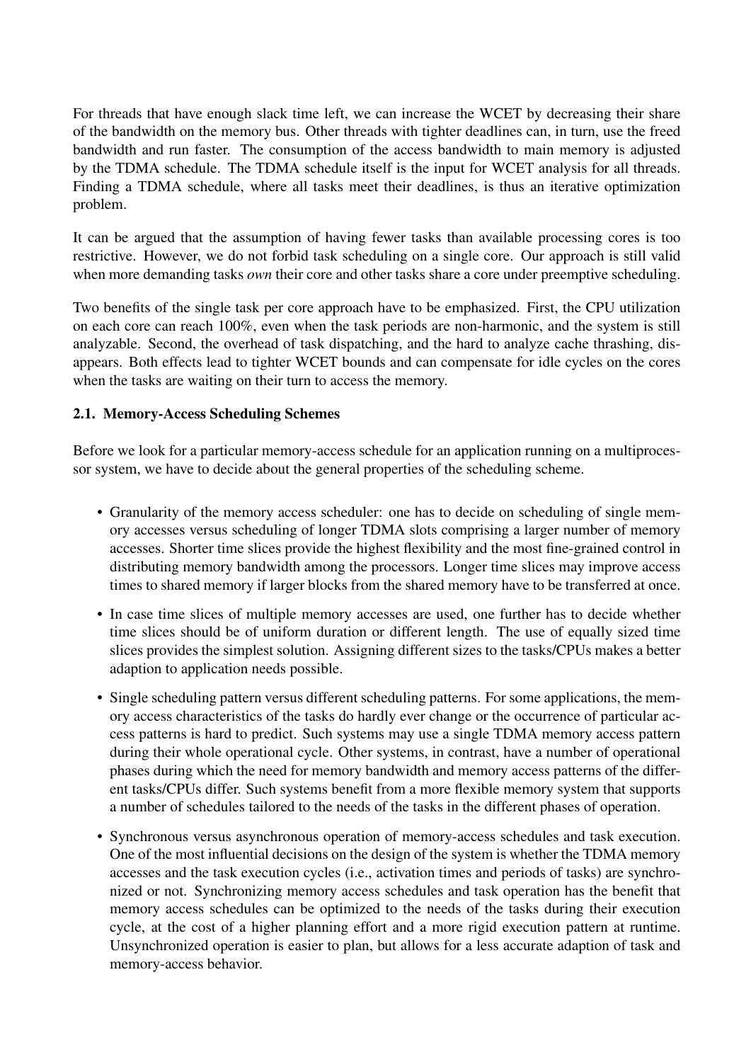For threads that have enough slack time left, we can increase the WCET by decreasing their share of the bandwidth on the memory bus. Other threads with tighter deadlines can, in turn, use the freed bandwidth and run faster. The consumption of the access bandwidth to main memory is adjusted by the TDMA schedule. The TDMA schedule itself is the input for WCET analysis for all threads. Finding a TDMA schedule, where all tasks meet their deadlines, is thus an iterative optimization problem.

It can be argued that the assumption of having fewer tasks than available processing cores is too restrictive. However, we do not forbid task scheduling on a single core. Our approach is still valid when more demanding tasks *own* their core and other tasks share a core under preemptive scheduling.

Two benefits of the single task per core approach have to be emphasized. First, the CPU utilization on each core can reach 100%, even when the task periods are non-harmonic, and the system is still analyzable. Second, the overhead of task dispatching, and the hard to analyze cache thrashing, disappears. Both effects lead to tighter WCET bounds and can compensate for idle cycles on the cores when the tasks are waiting on their turn to access the memory.

### 2.1. Memory-Access Scheduling Schemes

Before we look for a particular memory-access schedule for an application running on a multiprocessor system, we have to decide about the general properties of the scheduling scheme.

- Granularity of the memory access scheduler: one has to decide on scheduling of single memory accesses versus scheduling of longer TDMA slots comprising a larger number of memory accesses. Shorter time slices provide the highest flexibility and the most fine-grained control in distributing memory bandwidth among the processors. Longer time slices may improve access times to shared memory if larger blocks from the shared memory have to be transferred at once.
- In case time slices of multiple memory accesses are used, one further has to decide whether time slices should be of uniform duration or different length. The use of equally sized time slices provides the simplest solution. Assigning different sizes to the tasks/CPUs makes a better adaption to application needs possible.
- Single scheduling pattern versus different scheduling patterns. For some applications, the memory access characteristics of the tasks do hardly ever change or the occurrence of particular access patterns is hard to predict. Such systems may use a single TDMA memory access pattern during their whole operational cycle. Other systems, in contrast, have a number of operational phases during which the need for memory bandwidth and memory access patterns of the different tasks/CPUs differ. Such systems benefit from a more flexible memory system that supports a number of schedules tailored to the needs of the tasks in the different phases of operation.
- Synchronous versus asynchronous operation of memory-access schedules and task execution. One of the most influential decisions on the design of the system is whether the TDMA memory accesses and the task execution cycles (i.e., activation times and periods of tasks) are synchronized or not. Synchronizing memory access schedules and task operation has the benefit that memory access schedules can be optimized to the needs of the tasks during their execution cycle, at the cost of a higher planning effort and a more rigid execution pattern at runtime. Unsynchronized operation is easier to plan, but allows for a less accurate adaption of task and memory-access behavior.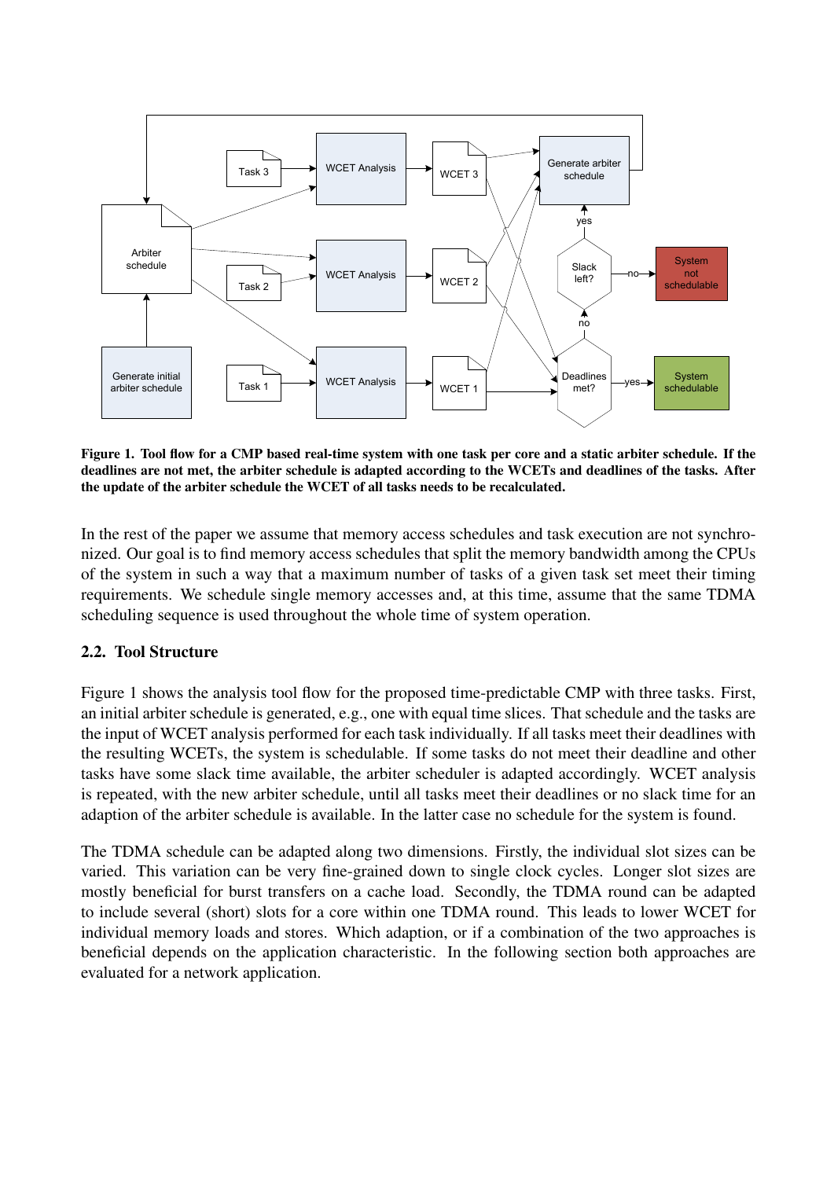**Figure 1. Tool flow for a CMP based real-time system with one task per core and a static arbiter schedule. If the deadlines are not met, the arbiter schedule is adapted according to the WCETs and deadlines of the tasks. After the update of the arbiter schedule the WCET of all tasks needs to be recalculated.**

In the rest of the paper we assume that memory access schedules and task execution are not synchronized. Our goal is to find memory access schedules that split the memory bandwidth among the CPUs of the system in such a way that a maximum number of tasks of a given task set meet their timing requirements. We schedule single memory accesses and, at this time, assume that the same TDMA scheduling sequence is used throughout the whole time of system operation.

### 2.2. Tool Structure

Figure 1 shows the analysis tool flow for the proposed time-predictable CMP with three tasks. First, an initial arbiter schedule is generated, e.g., one with equal time slices. That schedule and the tasks are the input of WCET analysis performed for each task individually. If all tasks meet their deadlines with the resulting WCETs, the system is schedulable. If some tasks do not meet their deadline and other tasks have some slack time available, the arbiter scheduler is adapted accordingly. WCET analysis is repeated, with the new arbiter schedule, until all tasks meet their deadlines or no slack time for an adaption of the arbiter schedule is available. In the latter case no schedule for the system is found.

The TDMA schedule can be adapted along two dimensions. Firstly, the individual slot sizes can be varied. This variation can be very fine-grained down to single clock cycles. Longer slot sizes are mostly beneficial for burst transfers on a cache load. Secondly, the TDMA round can be adapted to include several (short) slots for a core within one TDMA round. This leads to lower WCET for individual memory loads and stores. Which adaption, or if a combination of the two approaches is beneficial depends on the application characteristic. In the following section both approaches are evaluated for a network application.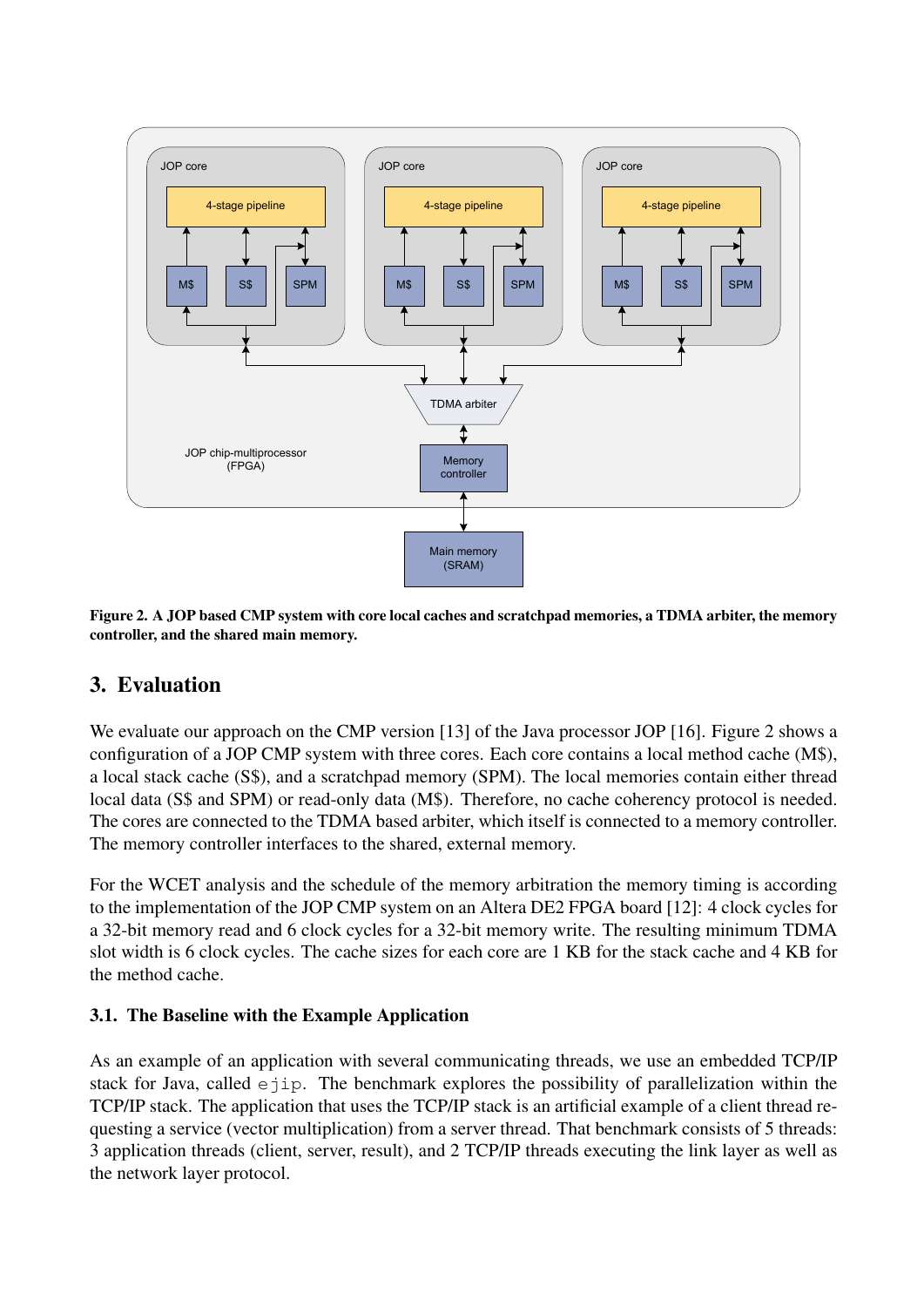Figure 2. A JOP based CMP system with core local caches and scratchpad memories, a TDMA arbiter, the memory controller, and the shared main memory.

## 3. Evaluation

We evaluate our approach on the CMP version [13] of the Java processor JOP [16]. Figure 2 shows a configuration of a JOP CMP system with three cores. Each core contains a local method cache (M$), a local stack cache (S$), and a scratchpad memory (SPM). The local memories contain either thread local data (S$ and SPM) or read-only data (M$). Therefore, no cache coherency protocol is needed. The cores are connected to the TDMA based arbiter, which itself is connected to a memory controller. The memory controller interfaces to the shared, external memory.

For the WCET analysis and the schedule of the memory arbitration the memory timing is according to the implementation of the JOP CMP system on an Altera DE2 FPGA board [12]: 4 clock cycles for a 32-bit memory read and 6 clock cycles for a 32-bit memory write. The resulting minimum TDMA slot width is 6 clock cycles. The cache sizes for each core are 1 KB for the stack cache and 4 KB for the method cache.

### 3.1. The Baseline with the Example Application

As an example of an application with several communicating threads, we use an embedded TCP/IP stack for Java, called `ejip`. The benchmark explores the possibility of parallelization within the TCP/IP stack. The application that uses the TCP/IP stack is an artificial example of a client thread requesting a service (vector multiplication) from a server thread. That benchmark consists of 5 threads: 3 application threads (client, server, result), and 2 TCP/IP threads executing the link layer as well as the network layer protocol.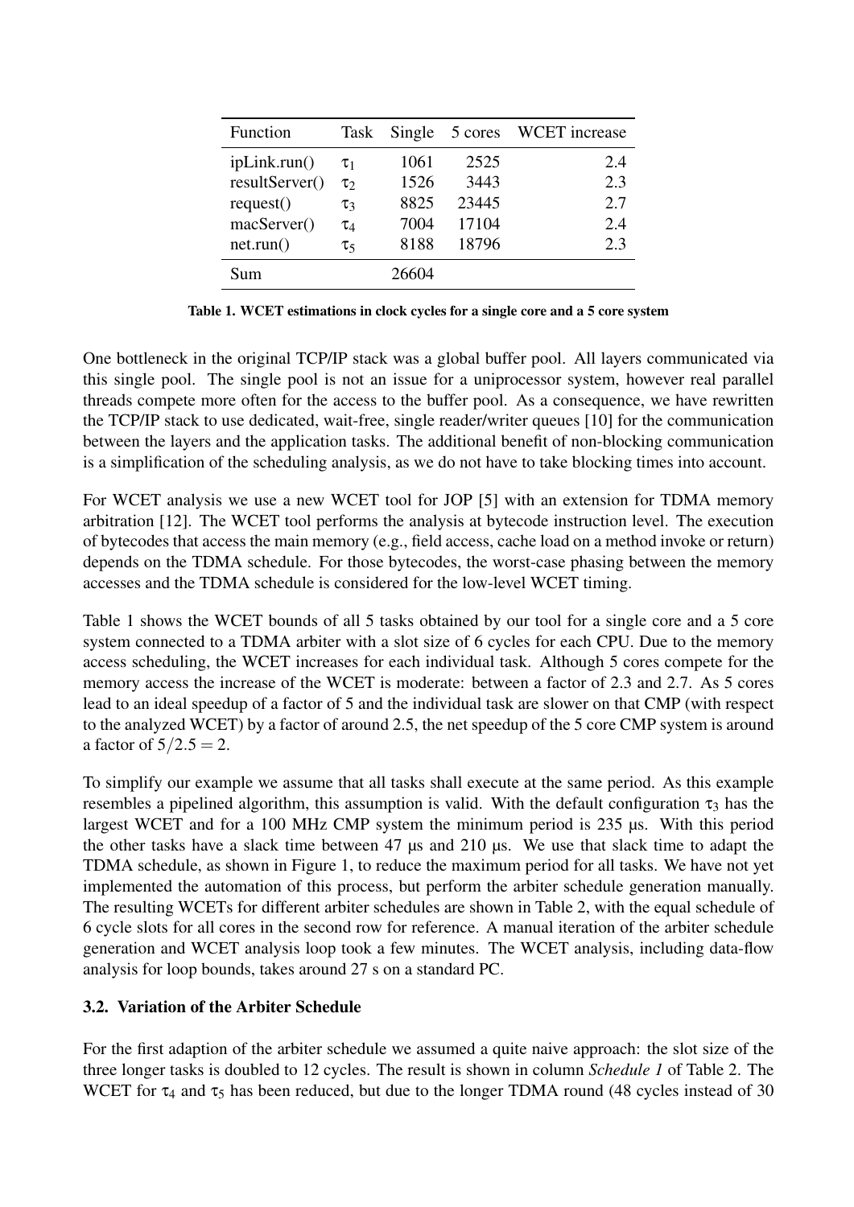| Function | Task | Single | 5 cores | WCET increase |
|---|---|---|---|---|
| ipLink.run() | $\tau_1$ | 1061 | 2525 | 2.4 |
| resultServer() | $\tau_2$ | 1526 | 3443 | 2.3 |
| request() | $\tau_3$ | 8825 | 23445 | 2.7 |
| macServer() | $\tau_4$ | 7004 | 17104 | 2.4 |
| net.run() | $\tau_5$ | 8188 | 18796 | 2.3 |
| Sum | | 26604 | | |

**Table 1. WCET estimations in clock cycles for a single core and a 5 core system**

One bottleneck in the original TCP/IP stack was a global buffer pool. All layers communicated via this single pool. The single pool is not an issue for a uniprocessor system, however real parallel threads compete more often for the access to the buffer pool. As a consequence, we have rewritten the TCP/IP stack to use dedicated, wait-free, single reader/writer queues [10] for the communication between the layers and the application tasks. The additional benefit of non-blocking communication is a simplification of the scheduling analysis, as we do not have to take blocking times into account.

For WCET analysis we use a new WCET tool for JOP [5] with an extension for TDMA memory arbitration [12]. The WCET tool performs the analysis at bytecode instruction level. The execution of bytecodes that access the main memory (e.g., field access, cache load on a method invoke or return) depends on the TDMA schedule. For those bytecodes, the worst-case phasing between the memory accesses and the TDMA schedule is considered for the low-level WCET timing.

Table 1 shows the WCET bounds of all 5 tasks obtained by our tool for a single core and a 5 core system connected to a TDMA arbiter with a slot size of 6 cycles for each CPU. Due to the memory access scheduling, the WCET increases for each individual task. Although 5 cores compete for the memory access the increase of the WCET is moderate: between a factor of 2.3 and 2.7. As 5 cores lead to an ideal speedup of a factor of 5 and the individual task are slower on that CMP (with respect to the analyzed WCET) by a factor of around 2.5, the net speedup of the 5 core CMP system is around a factor of $5/2.5 = 2$.

To simplify our example we assume that all tasks shall execute at the same period. As this example resembles a pipelined algorithm, this assumption is valid. With the default configuration $\tau_3$ has the largest WCET and for a 100 MHz CMP system the minimum period is 235 µs. With this period the other tasks have a slack time between 47 µs and 210 µs. We use that slack time to adapt the TDMA schedule, as shown in Figure 1, to reduce the maximum period for all tasks. We have not yet implemented the automation of this process, but perform the arbiter schedule generation manually. The resulting WCETs for different arbiter schedules are shown in Table 2, with the equal schedule of 6 cycle slots for all cores in the second row for reference. A manual iteration of the arbiter schedule generation and WCET analysis loop took a few minutes. The WCET analysis, including data-flow analysis for loop bounds, takes around 27 s on a standard PC.

### 3.2. Variation of the Arbiter Schedule

For the first adaption of the arbiter schedule we assumed a quite naive approach: the slot size of the three longer tasks is doubled to 12 cycles. The result is shown in column *Schedule 1* of Table 2. The WCET for $\tau_4$ and $\tau_5$ has been reduced, but due to the longer TDMA round (48 cycles instead of 30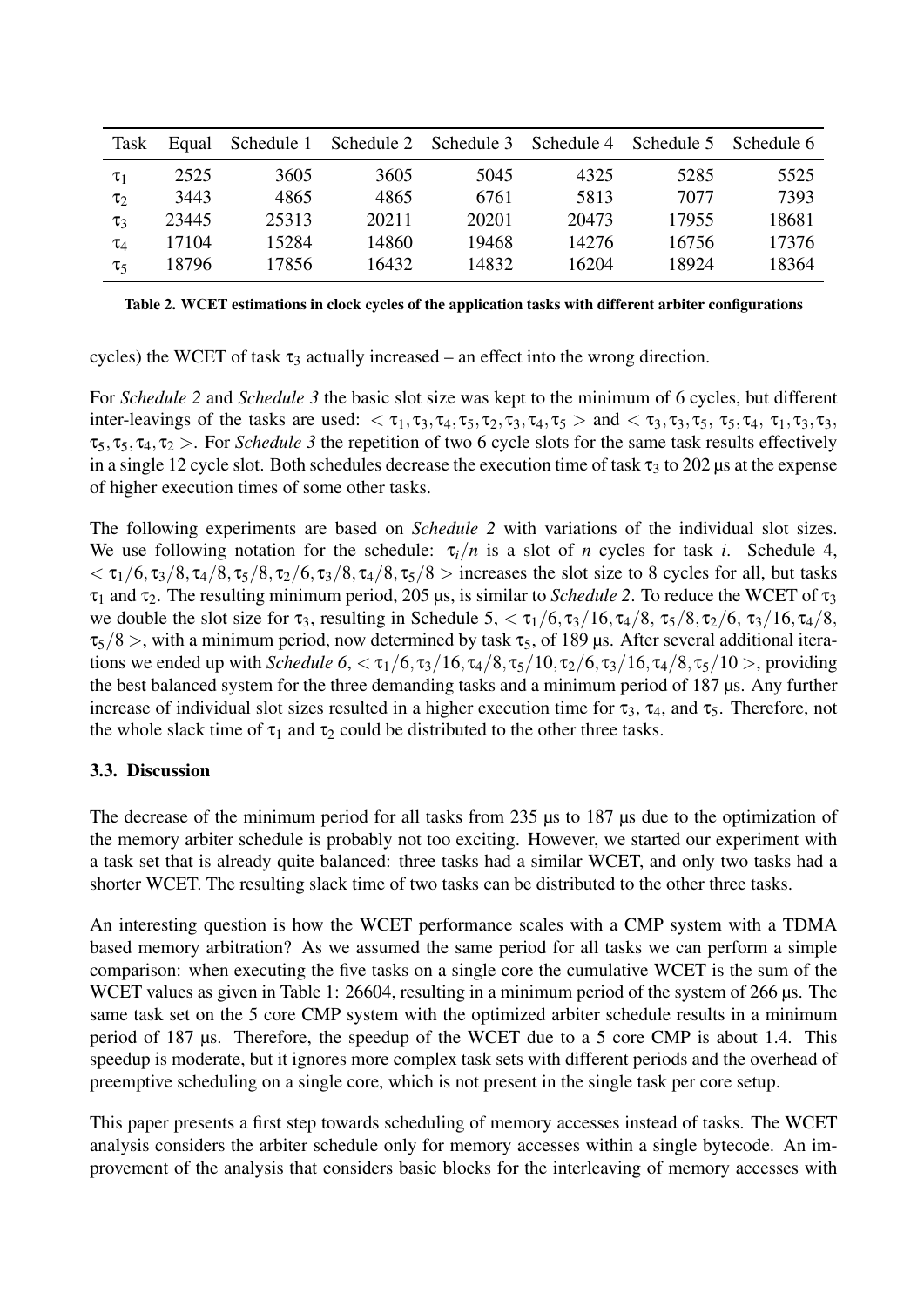| Task | Equal | Schedule 1 | Schedule 2 | Schedule 3 | Schedule 4 | Schedule 5 | Schedule 6 |
|---|---|---|---|---|---|---|---|
| $\tau_1$ | 2525 | 3605 | 3605 | 5045 | 4325 | 5285 | 5525 |
| $\tau_2$ | 3443 | 4865 | 4865 | 6761 | 5813 | 7077 | 7393 |
| $\tau_3$ | 23445 | 25313 | 20211 | 20201 | 20473 | 17955 | 18681 |
| $\tau_4$ | 17104 | 15284 | 14860 | 19468 | 14276 | 16756 | 17376 |
| $\tau_5$ | 18796 | 17856 | 16432 | 14832 | 16204 | 18924 | 18364 |

**Table 2. WCET estimations in clock cycles of the application tasks with different arbiter configurations**

cycles) the WCET of task $\tau_3$ actually increased – an effect into the wrong direction.

For *Schedule 2* and *Schedule 3* the basic slot size was kept to the minimum of 6 cycles, but different inter-leavings of the tasks are used: $< \tau_1, \tau_3, \tau_4, \tau_5, \tau_2, \tau_3, \tau_4, \tau_5 >$ and $< \tau_3, \tau_3, \tau_5, \tau_5, \tau_4, \tau_1, \tau_3, \tau_3, \tau_5, \tau_5, \tau_4, \tau_2 >$. For *Schedule 3* the repetition of two 6 cycle slots for the same task results effectively in a single 12 cycle slot. Both schedules decrease the execution time of task $\tau_3$ to 202 µs at the expense of higher execution times of some other tasks.

The following experiments are based on *Schedule 2* with variations of the individual slot sizes. We use following notation for the schedule: $\tau_i/n$ is a slot of $n$ cycles for task $i$. Schedule 4, $< \tau_1/6, \tau_3/8, \tau_4/8, \tau_5/8, \tau_2/6, \tau_3/8, \tau_4/8, \tau_5/8 >$ increases the slot size to 8 cycles for all, but tasks $\tau_1$ and $\tau_2$. The resulting minimum period, 205 µs, is similar to *Schedule 2*. To reduce the WCET of $\tau_3$ we double the slot size for $\tau_3$, resulting in Schedule 5, $< \tau_1/6, \tau_3/16, \tau_4/8, \tau_5/8, \tau_2/6, \tau_3/16, \tau_4/8, \tau_5/8 >$, with a minimum period, now determined by task $\tau_5$, of 189 µs. After several additional iterations we ended up with *Schedule 6*, $< \tau_1/6, \tau_3/16, \tau_4/8, \tau_5/10, \tau_2/6, \tau_3/16, \tau_4/8, \tau_5/10 >$, providing the best balanced system for the three demanding tasks and a minimum period of 187 µs. Any further increase of individual slot sizes resulted in a higher execution time for $\tau_3$, $\tau_4$, and $\tau_5$. Therefore, not the whole slack time of $\tau_1$ and $\tau_2$ could be distributed to the other three tasks.

### 3.3. Discussion

The decrease of the minimum period for all tasks from 235 µs to 187 µs due to the optimization of the memory arbiter schedule is probably not too exciting. However, we started our experiment with a task set that is already quite balanced: three tasks had a similar WCET, and only two tasks had a shorter WCET. The resulting slack time of two tasks can be distributed to the other three tasks.

An interesting question is how the WCET performance scales with a CMP system with a TDMA based memory arbitration? As we assumed the same period for all tasks we can perform a simple comparison: when executing the five tasks on a single core the cumulative WCET is the sum of the WCET values as given in Table 1: 26604, resulting in a minimum period of the system of 266 µs. The same task set on the 5 core CMP system with the optimized arbiter schedule results in a minimum period of 187 µs. Therefore, the speedup of the WCET due to a 5 core CMP is about 1.4. This speedup is moderate, but it ignores more complex task sets with different periods and the overhead of preemptive scheduling on a single core, which is not present in the single task per core setup.

This paper presents a first step towards scheduling of memory accesses instead of tasks. The WCET analysis considers the arbiter schedule only for memory accesses within a single bytecode. An improvement of the analysis that considers basic blocks for the interleaving of memory accesses with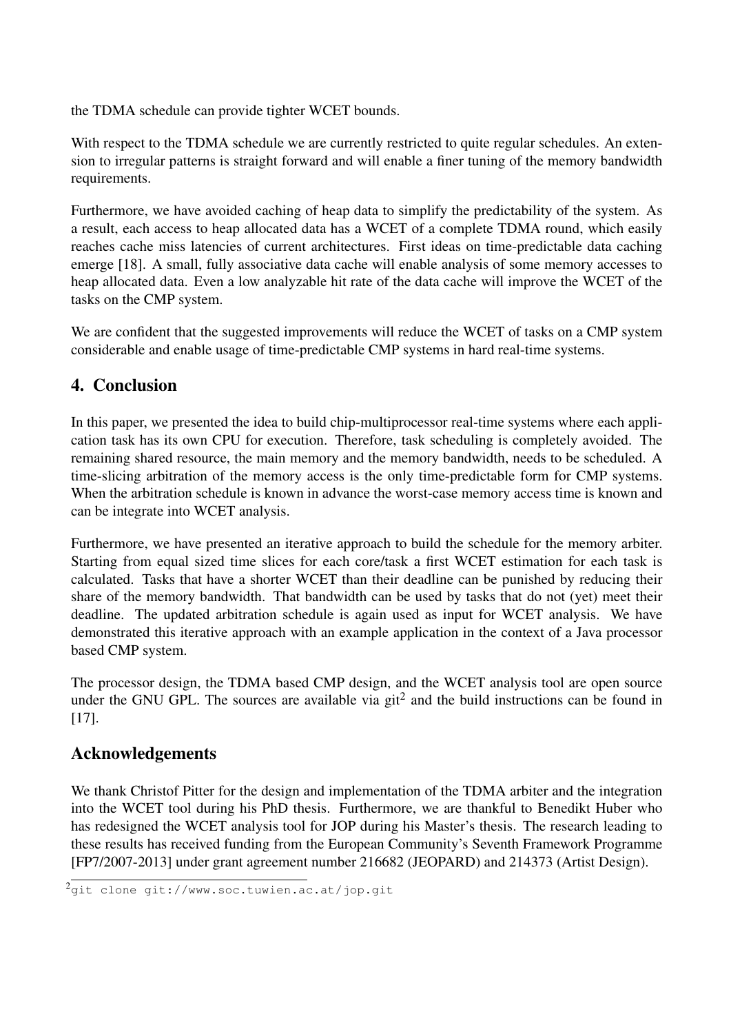the TDMA schedule can provide tighter WCET bounds.

With respect to the TDMA schedule we are currently restricted to quite regular schedules. An extension to irregular patterns is straight forward and will enable a finer tuning of the memory bandwidth requirements.

Furthermore, we have avoided caching of heap data to simplify the predictability of the system. As a result, each access to heap allocated data has a WCET of a complete TDMA round, which easily reaches cache miss latencies of current architectures. First ideas on time-predictable data caching emerge [18]. A small, fully associative data cache will enable analysis of some memory accesses to heap allocated data. Even a low analyzable hit rate of the data cache will improve the WCET of the tasks on the CMP system.

We are confident that the suggested improvements will reduce the WCET of tasks on a CMP system considerable and enable usage of time-predictable CMP systems in hard real-time systems.

## 4. Conclusion

In this paper, we presented the idea to build chip-multiprocessor real-time systems where each application task has its own CPU for execution. Therefore, task scheduling is completely avoided. The remaining shared resource, the main memory and the memory bandwidth, needs to be scheduled. A time-slicing arbitration of the memory access is the only time-predictable form for CMP systems. When the arbitration schedule is known in advance the worst-case memory access time is known and can be integrate into WCET analysis.

Furthermore, we have presented an iterative approach to build the schedule for the memory arbiter. Starting from equal sized time slices for each core/task a first WCET estimation for each task is calculated. Tasks that have a shorter WCET than their deadline can be punished by reducing their share of the memory bandwidth. That bandwidth can be used by tasks that do not (yet) meet their deadline. The updated arbitration schedule is again used as input for WCET analysis. We have demonstrated this iterative approach with an example application in the context of a Java processor based CMP system.

The processor design, the TDMA based CMP design, and the WCET analysis tool are open source under the GNU GPL. The sources are available via git[2] and the build instructions can be found in [17].

## Acknowledgements

We thank Christof Pitter for the design and implementation of the TDMA arbiter and the integration into the WCET tool during his PhD thesis. Furthermore, we are thankful to Benedikt Huber who has redesigned the WCET analysis tool for JOP during his Master's thesis. The research leading to these results has received funding from the European Community's Seventh Framework Programme [FP7/2007-2013] under grant agreement number 216682 (JEOPARD) and 214373 (Artist Design).

[2] `git clone git://www.soc.tuwien.ac.at/jop.git`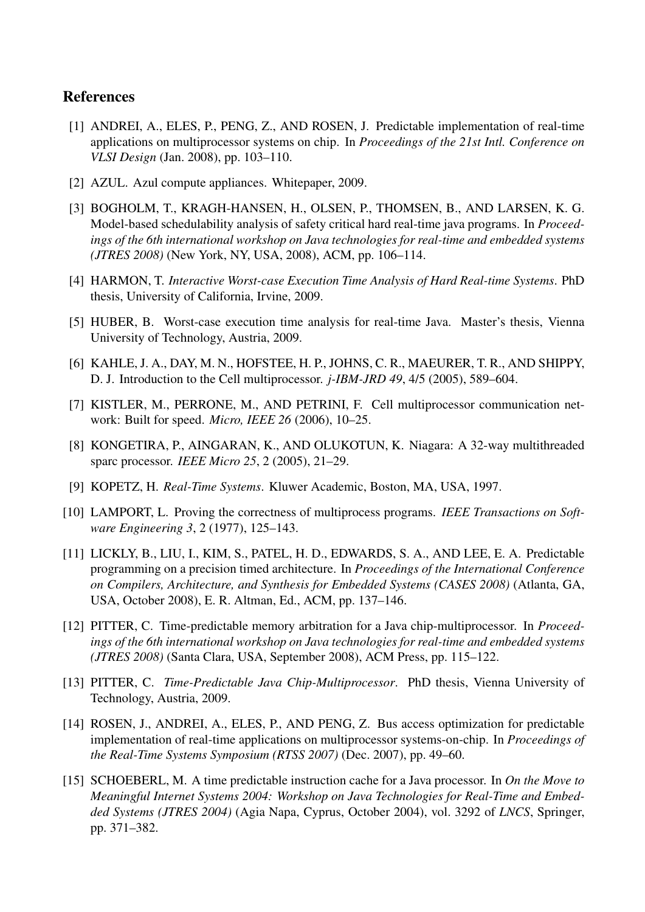## References

[1] ANDREI, A., ELES, P., PENG, Z., AND ROSEN, J. Predictable implementation of real-time applications on multiprocessor systems on chip. In *Proceedings of the 21st Intl. Conference on VLSI Design* (Jan. 2008), pp. 103–110.

[2] AZUL. Azul compute appliances. Whitepaper, 2009.

[3] BOGHOLM, T., KRAGH-HANSEN, H., OLSEN, P., THOMSEN, B., AND LARSEN, K. G. Model-based schedulability analysis of safety critical hard real-time java programs. In *Proceedings of the 6th international workshop on Java technologies for real-time and embedded systems (JTRES 2008)* (New York, NY, USA, 2008), ACM, pp. 106–114.

[4] HARMON, T. *Interactive Worst-case Execution Time Analysis of Hard Real-time Systems*. PhD thesis, University of California, Irvine, 2009.

[5] HUBER, B. Worst-case execution time analysis for real-time Java. Master's thesis, Vienna University of Technology, Austria, 2009.

[6] KAHLE, J. A., DAY, M. N., HOFSTEE, H. P., JOHNS, C. R., MAEURER, T. R., AND SHIPPY, D. J. Introduction to the Cell multiprocessor. *j-IBM-JRD 49*, 4/5 (2005), 589–604.

[7] KISTLER, M., PERRONE, M., AND PETRINI, F. Cell multiprocessor communication network: Built for speed. *Micro, IEEE 26* (2006), 10–25.

[8] KONGETIRA, P., AINGARAN, K., AND OLUKOTUN, K. Niagara: A 32-way multithreaded sparc processor. *IEEE Micro 25*, 2 (2005), 21–29.

[9] KOPETZ, H. *Real-Time Systems*. Kluwer Academic, Boston, MA, USA, 1997.

[10] LAMPORT, L. Proving the correctness of multiprocess programs. *IEEE Transactions on Software Engineering 3*, 2 (1977), 125–143.

[11] LICKLY, B., LIU, I., KIM, S., PATEL, H. D., EDWARDS, S. A., AND LEE, E. A. Predictable programming on a precision timed architecture. In *Proceedings of the International Conference on Compilers, Architecture, and Synthesis for Embedded Systems (CASES 2008)* (Atlanta, GA, USA, October 2008), E. R. Altman, Ed., ACM, pp. 137–146.

[12] PITTER, C. Time-predictable memory arbitration for a Java chip-multiprocessor. In *Proceedings of the 6th international workshop on Java technologies for real-time and embedded systems (JTRES 2008)* (Santa Clara, USA, September 2008), ACM Press, pp. 115–122.

[13] PITTER, C. *Time-Predictable Java Chip-Multiprocessor*. PhD thesis, Vienna University of Technology, Austria, 2009.

[14] ROSEN, J., ANDREI, A., ELES, P., AND PENG, Z. Bus access optimization for predictable implementation of real-time applications on multiprocessor systems-on-chip. In *Proceedings of the Real-Time Systems Symposium (RTSS 2007)* (Dec. 2007), pp. 49–60.

[15] SCHOEBERL, M. A time predictable instruction cache for a Java processor. In *On the Move to Meaningful Internet Systems 2004: Workshop on Java Technologies for Real-Time and Embedded Systems (JTRES 2004)* (Agia Napa, Cyprus, October 2004), vol. 3292 of *LNCS*, Springer, pp. 371–382.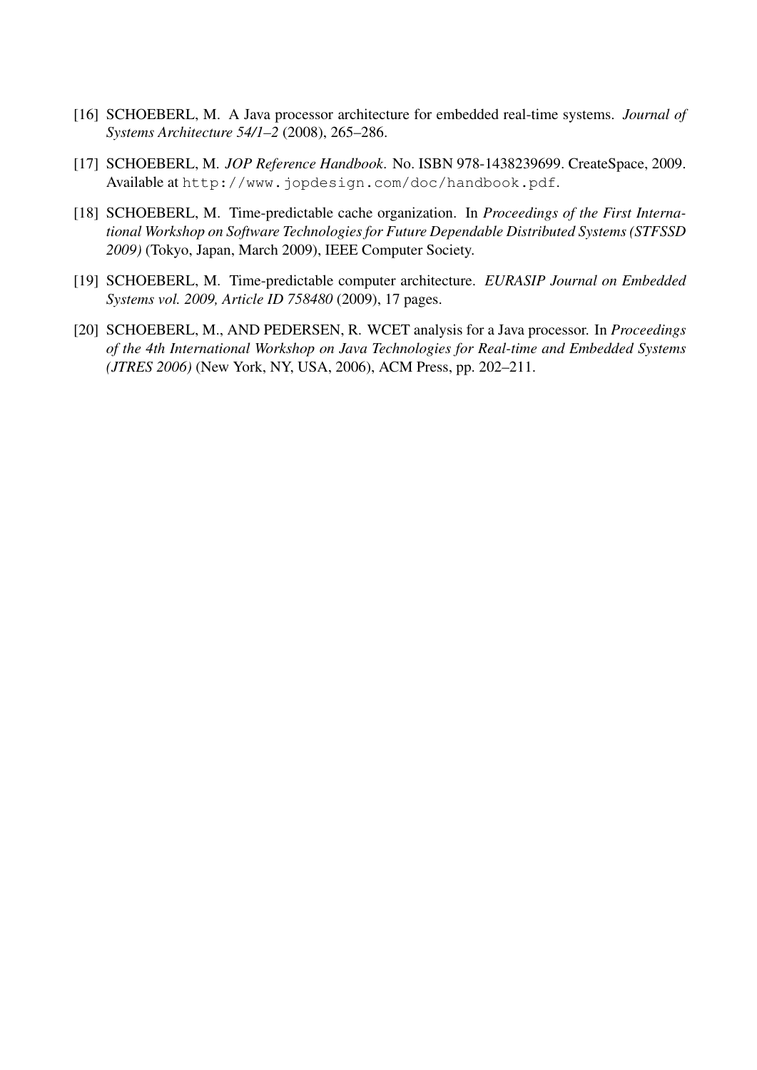[16] SCHOEBERL, M. A Java processor architecture for embedded real-time systems. *Journal of Systems Architecture 54/1–2* (2008), 265–286.

[17] SCHOEBERL, M. *JOP Reference Handbook*. No. ISBN 978-1438239699. CreateSpace, 2009. Available at `http://www.jopdesign.com/doc/handbook.pdf`.

[18] SCHOEBERL, M. Time-predictable cache organization. In *Proceedings of the First International Workshop on Software Technologies for Future Dependable Distributed Systems (STFSSD 2009)* (Tokyo, Japan, March 2009), IEEE Computer Society.

[19] SCHOEBERL, M. Time-predictable computer architecture. *EURASIP Journal on Embedded Systems vol. 2009, Article ID 758480* (2009), 17 pages.

[20] SCHOEBERL, M., AND PEDERSEN, R. WCET analysis for a Java processor. In *Proceedings of the 4th International Workshop on Java Technologies for Real-time and Embedded Systems (JTRES 2006)* (New York, NY, USA, 2006), ACM Press, pp. 202–211.